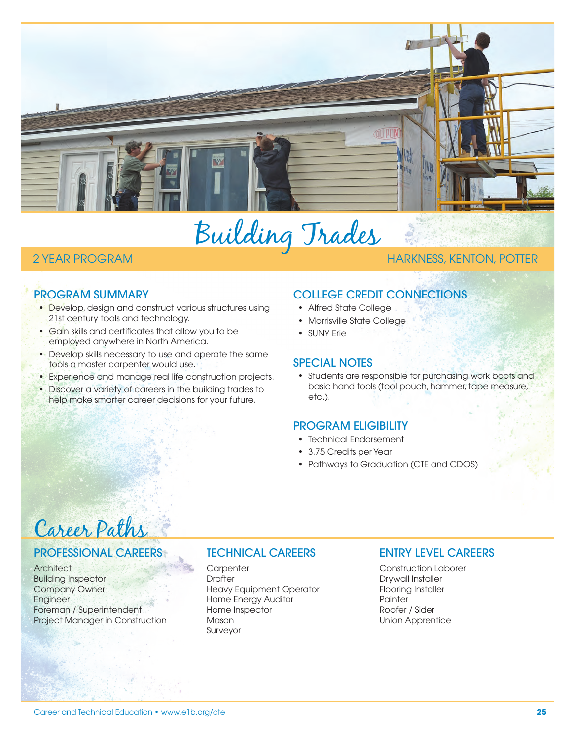# Building Trades

2 YEAR PROGRAM

HARKNESS, KENTON, POTTER

## PROGRAM SUMMARY

- Develop, design and construct various structures using 21st century tools and technology.
- Gain skills and certificates that allow you to be employed anywhere in North America.
- Develop skills necessary to use and operate the same tools a master carpenter would use.
- Experience and manage real life construction projects.
- Discover a variety of careers in the building trades to help make smarter career decisions for your future.

## COLLEGE CREDIT CONNECTIONS

- Alfred State College
- Morrisville State College
- SUNY Erie

## SPECIAL NOTES

- Students are responsible for purchasing work boots and basic hand tools (tool pouch, hammer, tape measure, etc.).

## PROGRAM ELIGIBILITY

- Technical Endorsement
- 3.75 Credits per Year
- Pathways to Graduation (CTE and CDOS)

# Career Paths

## PROFESSIONAL CAREERS

Architect
Building Inspector
Company Owner
Engineer
Foreman / Superintendent
Project Manager in Construction

## TECHNICAL CAREERS

Carpenter
Drafter
Heavy Equipment Operator
Home Energy Auditor
Home Inspector
Mason
Surveyor

## ENTRY LEVEL CAREERS

Construction Laborer
Drywall Installer
Flooring Installer
Painter
Roofer / Sider
Union Apprentice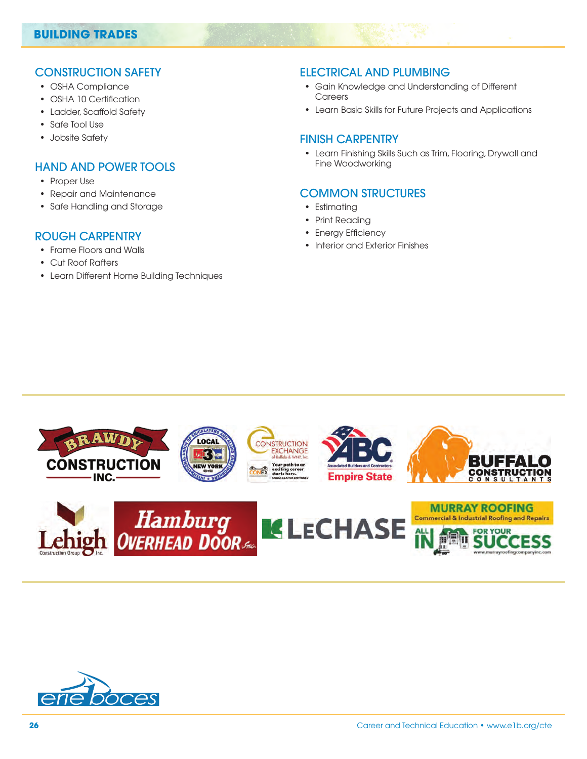# BUILDING TRADES

## CONSTRUCTION SAFETY

- OSHA Compliance
- OSHA 10 Certification
- Ladder, Scaffold Safety
- Safe Tool Use
- Jobsite Safety

## HAND AND POWER TOOLS

- Proper Use
- Repair and Maintenance
- Safe Handling and Storage

## ROUGH CARPENTRY

- Frame Floors and Walls
- Cut Roof Rafters
- Learn Different Home Building Techniques

## ELECTRICAL AND PLUMBING

- Gain Knowledge and Understanding of Different Careers
- Learn Basic Skills for Future Projects and Applications

## FINISH CARPENTRY

- Learn Finishing Skills Such as Trim, Flooring, Drywall and Fine Woodworking

## COMMON STRUCTURES

- Estimating
- Print Reading
- Energy Efficiency
- Interior and Exterior Finishes